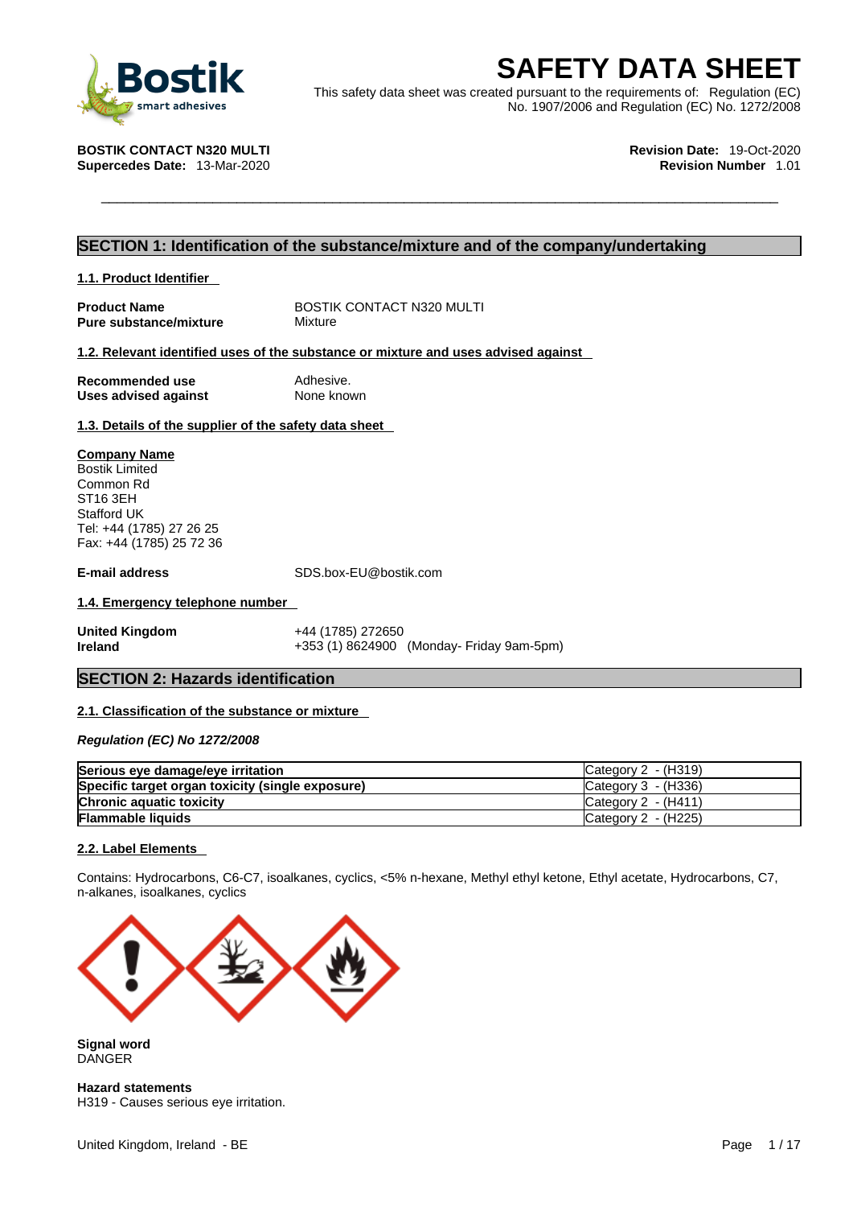# SAFETY DATA SHEET

This safety data sheet was created pursuant to the requirements of: Regulation (EC) No. 1907/2006 and Regulation (EC) No. 1272/2008

**BOSTIK CONTACT N320 MULTI**
**Supercedes Date:** 13-Mar-2020

**Revision Date:** 19-Oct-2020
**Revision Number** 1.01

## SECTION 1: Identification of the substance/mixture and of the company/undertaking

### 1.1. Product Identifier

**Product Name** BOSTIK CONTACT N320 MULTI
**Pure substance/mixture** Mixture

### 1.2. Relevant identified uses of the substance or mixture and uses advised against

**Recommended use** Adhesive.
**Uses advised against** None known

### 1.3. Details of the supplier of the safety data sheet

**Company Name**
Bostik Limited
Common Rd
ST16 3EH
Stafford UK
Tel: +44 (1785) 27 26 25
Fax: +44 (1785) 25 72 36

**E-mail address** SDS.box-EU@bostik.com

### 1.4. Emergency telephone number

**United Kingdom** +44 (1785) 272650
**Ireland** +353 (1) 8624900 (Monday- Friday 9am-5pm)

## SECTION 2: Hazards identification

### 2.1. Classification of the substance or mixture

***Regulation (EC) No 1272/2008***

| | |
|---|---|
| **Serious eye damage/eye irritation** | Category 2 - (H319) |
| **Specific target organ toxicity (single exposure)** | Category 3 - (H336) |
| **Chronic aquatic toxicity** | Category 2 - (H411) |
| **Flammable liquids** | Category 2 - (H225) |

### 2.2. Label Elements

Contains: Hydrocarbons, C6-C7, isoalkanes, cyclics, <5% n-hexane, Methyl ethyl ketone, Ethyl acetate, Hydrocarbons, C7, n-alkanes, isoalkanes, cyclics

**Signal word**
DANGER

**Hazard statements**
H319 - Causes serious eye irritation.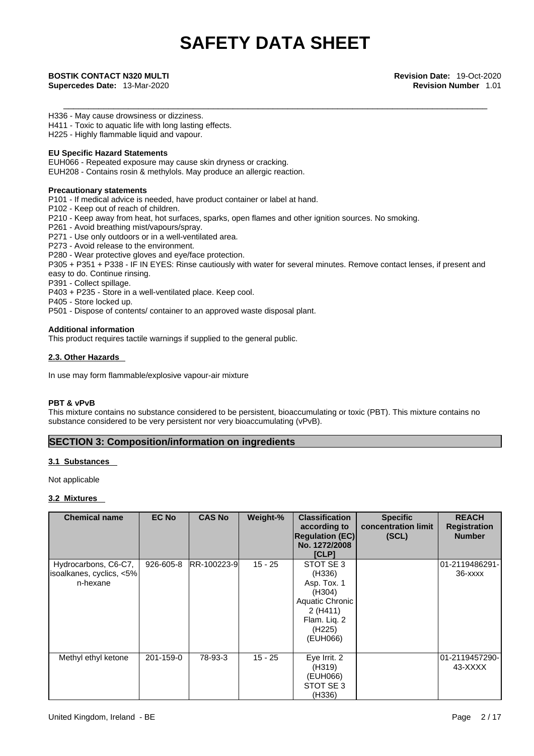H336 - May cause drowsiness or dizziness.
H411 - Toxic to aquatic life with long lasting effects.
H225 - Highly flammable liquid and vapour.

**EU Specific Hazard Statements**

EUH066 - Repeated exposure may cause skin dryness or cracking.
EUH208 - Contains rosin & methylols. May produce an allergic reaction.

**Precautionary statements**

P101 - If medical advice is needed, have product container or label at hand.
P102 - Keep out of reach of children.
P210 - Keep away from heat, hot surfaces, sparks, open flames and other ignition sources. No smoking.
P261 - Avoid breathing mist/vapours/spray.
P271 - Use only outdoors or in a well-ventilated area.
P273 - Avoid release to the environment.
P280 - Wear protective gloves and eye/face protection.
P305 + P351 + P338 - IF IN EYES: Rinse cautiously with water for several minutes. Remove contact lenses, if present and easy to do. Continue rinsing.
P391 - Collect spillage.
P403 + P235 - Store in a well-ventilated place. Keep cool.
P405 - Store locked up.
P501 - Dispose of contents/ container to an approved waste disposal plant.

**Additional information**

This product requires tactile warnings if supplied to the general public.

**2.3. Other Hazards**

In use may form flammable/explosive vapour-air mixture

**PBT & vPvB**

This mixture contains no substance considered to be persistent, bioaccumulating or toxic (PBT). This mixture contains no substance considered to be very persistent nor very bioaccumulating (vPvB).

## SECTION 3: Composition/information on ingredients

**3.1 Substances**

Not applicable

**3.2 Mixtures**

| Chemical name | EC No | CAS No | Weight-% | Classification according to Regulation (EC) No. 1272/2008 [CLP] | Specific concentration limit (SCL) | REACH Registration Number |
|---|---|---|---|---|---|---|
| Hydrocarbons, C6-C7, isoalkanes, cyclics, <5% n-hexane | 926-605-8 | RR-100223-9 | 15 - 25 | STOT SE 3 (H336) Asp. Tox. 1 (H304) Aquatic Chronic 2 (H411) Flam. Liq. 2 (H225) (EUH066) | | 01-2119486291-36-xxxx |
| Methyl ethyl ketone | 201-159-0 | 78-93-3 | 15 - 25 | Eye Irrit. 2 (H319) (EUH066) STOT SE 3 (H336) | | 01-2119457290-43-XXXX |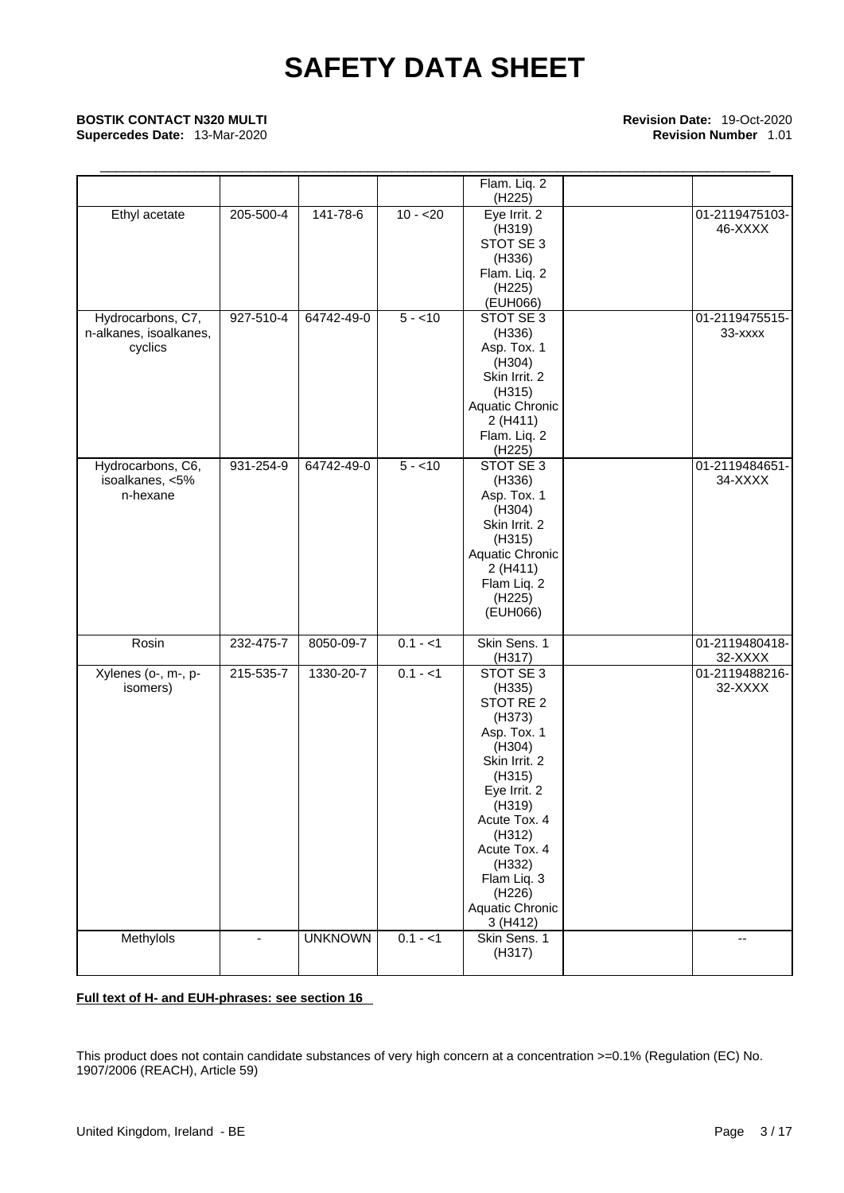| | | | | Flam. Liq. 2 (H225) | | |
|---|---|---|---|---|---|---|
| Ethyl acetate | 205-500-4 | 141-78-6 | 10 - <20 | Eye Irrit. 2 (H319) STOT SE 3 (H336) Flam. Liq. 2 (H225) (EUH066) | | 01-2119475103-46-XXXX |
| Hydrocarbons, C7, n-alkanes, isoalkanes, cyclics | 927-510-4 | 64742-49-0 | 5 - <10 | STOT SE 3 (H336) Asp. Tox. 1 (H304) Skin Irrit. 2 (H315) Aquatic Chronic 2 (H411) Flam. Liq. 2 (H225) | | 01-2119475515-33-xxxx |
| Hydrocarbons, C6, isoalkanes, <5% n-hexane | 931-254-9 | 64742-49-0 | 5 - <10 | STOT SE 3 (H336) Asp. Tox. 1 (H304) Skin Irrit. 2 (H315) Aquatic Chronic 2 (H411) Flam Liq. 2 (H225) (EUH066) | | 01-2119484651-34-XXXX |
| Rosin | 232-475-7 | 8050-09-7 | 0.1 - <1 | Skin Sens. 1 (H317) | | 01-2119480418-32-XXXX |
| Xylenes (o-, m-, p- isomers) | 215-535-7 | 1330-20-7 | 0.1 - <1 | STOT SE 3 (H335) STOT RE 2 (H373) Asp. Tox. 1 (H304) Skin Irrit. 2 (H315) Eye Irrit. 2 (H319) Acute Tox. 4 (H312) Acute Tox. 4 (H332) Flam Liq. 3 (H226) Aquatic Chronic 3 (H412) | | 01-2119488216-32-XXXX |
| Methylols | - | UNKNOWN | 0.1 - <1 | Skin Sens. 1 (H317) | | -- |

**Full text of H- and EUH-phrases: see section 16**

This product does not contain candidate substances of very high concern at a concentration >=0.1% (Regulation (EC) No. 1907/2006 (REACH), Article 59)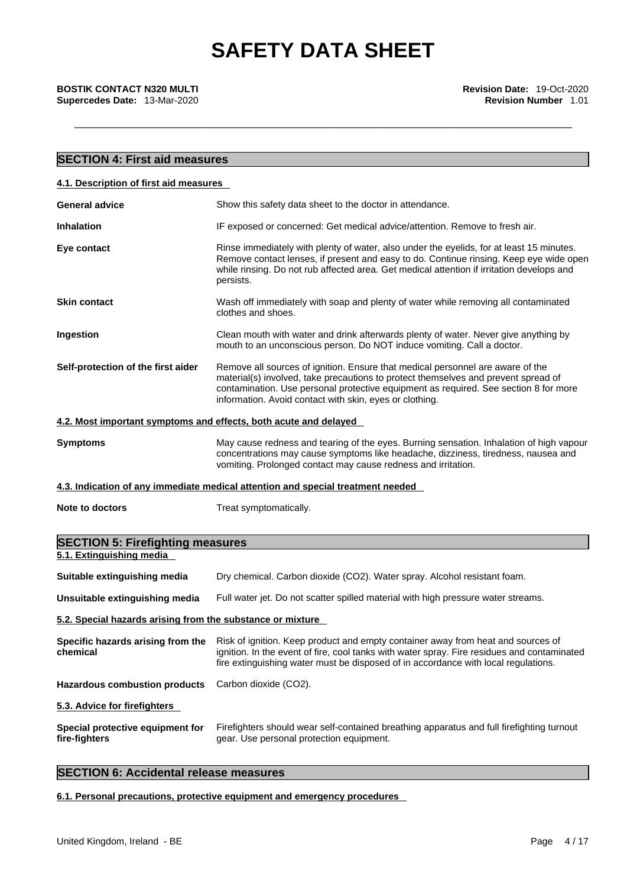## SECTION 4: First aid measures

### 4.1. Description of first aid measures

**General advice** Show this safety data sheet to the doctor in attendance.

**Inhalation** IF exposed or concerned: Get medical advice/attention. Remove to fresh air.

**Eye contact** Rinse immediately with plenty of water, also under the eyelids, for at least 15 minutes. Remove contact lenses, if present and easy to do. Continue rinsing. Keep eye wide open while rinsing. Do not rub affected area. Get medical attention if irritation develops and persists.

**Skin contact** Wash off immediately with soap and plenty of water while removing all contaminated clothes and shoes.

**Ingestion** Clean mouth with water and drink afterwards plenty of water. Never give anything by mouth to an unconscious person. Do NOT induce vomiting. Call a doctor.

**Self-protection of the first aider** Remove all sources of ignition. Ensure that medical personnel are aware of the material(s) involved, take precautions to protect themselves and prevent spread of contamination. Use personal protective equipment as required. See section 8 for more information. Avoid contact with skin, eyes or clothing.

### 4.2. Most important symptoms and effects, both acute and delayed

**Symptoms** May cause redness and tearing of the eyes. Burning sensation. Inhalation of high vapour concentrations may cause symptoms like headache, dizziness, tiredness, nausea and vomiting. Prolonged contact may cause redness and irritation.

### 4.3. Indication of any immediate medical attention and special treatment needed

**Note to doctors** Treat symptomatically.

## SECTION 5: Firefighting measures

### 5.1. Extinguishing media

**Suitable extinguishing media** Dry chemical. Carbon dioxide ($CO_2$). Water spray. Alcohol resistant foam.

**Unsuitable extinguishing media** Full water jet. Do not scatter spilled material with high pressure water streams.

### 5.2. Special hazards arising from the substance or mixture

**Specific hazards arising from the chemical** Risk of ignition. Keep product and empty container away from heat and sources of ignition. In the event of fire, cool tanks with water spray. Fire residues and contaminated fire extinguishing water must be disposed of in accordance with local regulations.

**Hazardous combustion products** Carbon dioxide ($CO_2$).

### 5.3. Advice for firefighters

**Special protective equipment for fire-fighters** Firefighters should wear self-contained breathing apparatus and full firefighting turnout gear. Use personal protection equipment.

## SECTION 6: Accidental release measures

### 6.1. Personal precautions, protective equipment and emergency procedures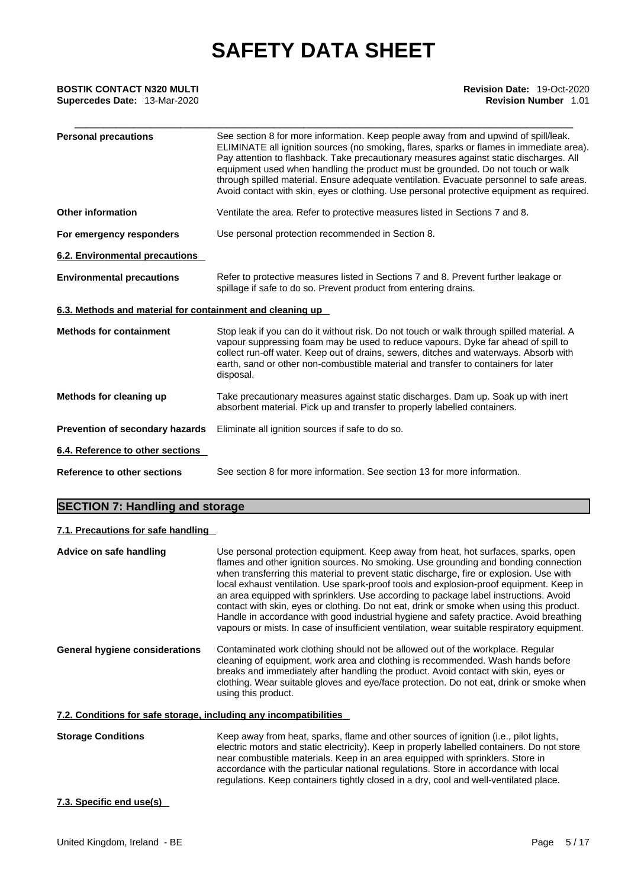| | |
|---|---|
| **Personal precautions** | See section 8 for more information. Keep people away from and upwind of spill/leak. ELIMINATE all ignition sources (no smoking, flares, sparks or flames in immediate area). Pay attention to flashback. Take precautionary measures against static discharges. All equipment used when handling the product must be grounded. Do not touch or walk through spilled material. Ensure adequate ventilation. Evacuate personnel to safe areas. Avoid contact with skin, eyes or clothing. Use personal protective equipment as required. |
| **Other information** | Ventilate the area. Refer to protective measures listed in Sections 7 and 8. |
| **For emergency responders** | Use personal protection recommended in Section 8. |

**6.2. Environmental precautions**

| | |
|---|---|
| **Environmental precautions** | Refer to protective measures listed in Sections 7 and 8. Prevent further leakage or spillage if safe to do so. Prevent product from entering drains. |

**6.3. Methods and material for containment and cleaning up**

| | |
|---|---|
| **Methods for containment** | Stop leak if you can do it without risk. Do not touch or walk through spilled material. A vapour suppressing foam may be used to reduce vapours. Dyke far ahead of spill to collect run-off water. Keep out of drains, sewers, ditches and waterways. Absorb with earth, sand or other non-combustible material and transfer to containers for later disposal. |
| **Methods for cleaning up** | Take precautionary measures against static discharges. Dam up. Soak up with inert absorbent material. Pick up and transfer to properly labelled containers. |
| **Prevention of secondary hazards** | Eliminate all ignition sources if safe to do so. |

**6.4. Reference to other sections**

| | |
|---|---|
| **Reference to other sections** | See section 8 for more information. See section 13 for more information. |

## SECTION 7: Handling and storage

**7.1. Precautions for safe handling**

| | |
|---|---|
| **Advice on safe handling** | Use personal protection equipment. Keep away from heat, hot surfaces, sparks, open flames and other ignition sources. No smoking. Use grounding and bonding connection when transferring this material to prevent static discharge, fire or explosion. Use with local exhaust ventilation. Use spark-proof tools and explosion-proof equipment. Keep in an area equipped with sprinklers. Use according to package label instructions. Avoid contact with skin, eyes or clothing. Do not eat, drink or smoke when using this product. Handle in accordance with good industrial hygiene and safety practice. Avoid breathing vapours or mists. In case of insufficient ventilation, wear suitable respiratory equipment. |
| **General hygiene considerations** | Contaminated work clothing should not be allowed out of the workplace. Regular cleaning of equipment, work area and clothing is recommended. Wash hands before breaks and immediately after handling the product. Avoid contact with skin, eyes or clothing. Wear suitable gloves and eye/face protection. Do not eat, drink or smoke when using this product. |

**7.2. Conditions for safe storage, including any incompatibilities**

| | |
|---|---|
| **Storage Conditions** | Keep away from heat, sparks, flame and other sources of ignition (i.e., pilot lights, electric motors and static electricity). Keep in properly labelled containers. Do not store near combustible materials. Keep in an area equipped with sprinklers. Store in accordance with the particular national regulations. Store in accordance with local regulations. Keep containers tightly closed in a dry, cool and well-ventilated place. |

**7.3. Specific end use(s)**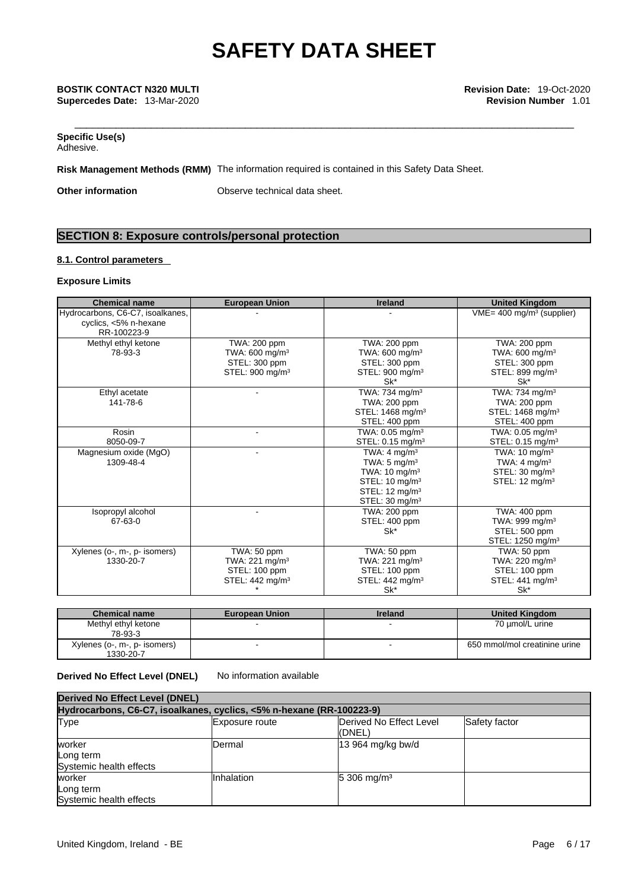**Specific Use(s)**
Adhesive.

**Risk Management Methods (RMM)** The information required is contained in this Safety Data Sheet.

**Other information** Observe technical data sheet.

## SECTION 8: Exposure controls/personal protection

### 8.1. Control parameters

**Exposure Limits**

| Chemical name | European Union | Ireland | United Kingdom |
|---|---|---|---|
| Hydrocarbons, C6-C7, isoalkanes, cyclics, <5% n-hexane RR-100223-9 | - | - | VME= 400 mg/m³ (supplier) |
| Methyl ethyl ketone 78-93-3 | TWA: 200 ppm TWA: 600 mg/m³ STEL: 300 ppm STEL: 900 mg/m³ | TWA: 200 ppm TWA: 600 mg/m³ STEL: 300 ppm STEL: 900 mg/m³ Sk* | TWA: 200 ppm TWA: 600 mg/m³ STEL: 300 ppm STEL: 899 mg/m³ Sk* |
| Ethyl acetate 141-78-6 | - | TWA: 734 mg/m³ TWA: 200 ppm STEL: 1468 mg/m³ STEL: 400 ppm | TWA: 734 mg/m³ TWA: 200 ppm STEL: 1468 mg/m³ STEL: 400 ppm |
| Rosin 8050-09-7 | - | TWA: 0.05 mg/m³ STEL: 0.15 mg/m³ | TWA: 0.05 mg/m³ STEL: 0.15 mg/m³ |
| Magnesium oxide (MgO) 1309-48-4 | - | TWA: 4 mg/m³ TWA: 5 mg/m³ TWA: 10 mg/m³ STEL: 10 mg/m³ STEL: 12 mg/m³ STEL: 30 mg/m³ | TWA: 10 mg/m³ TWA: 4 mg/m³ STEL: 30 mg/m³ STEL: 12 mg/m³ |
| Isopropyl alcohol 67-63-0 | - | TWA: 200 ppm STEL: 400 ppm Sk* | TWA: 400 ppm TWA: 999 mg/m³ STEL: 500 ppm STEL: 1250 mg/m³ |
| Xylenes (o-, m-, p- isomers) 1330-20-7 | TWA: 50 ppm TWA: 221 mg/m³ STEL: 100 ppm STEL: 442 mg/m³ * | TWA: 50 ppm TWA: 221 mg/m³ STEL: 100 ppm STEL: 442 mg/m³ Sk* | TWA: 50 ppm TWA: 220 mg/m³ STEL: 100 ppm STEL: 441 mg/m³ Sk* |

| Chemical name | European Union | Ireland | United Kingdom |
|---|---|---|---|
| Methyl ethyl ketone 78-93-3 | - | - | 70 µmol/L urine |
| Xylenes (o-, m-, p- isomers) 1330-20-7 | - | - | 650 mmol/mol creatinine urine |

**Derived No Effect Level (DNEL)** No information available

| Derived No Effect Level (DNEL) | | | |
|---|---|---|---|
| Hydrocarbons, C6-C7, isoalkanes, cyclics, <5% n-hexane (RR-100223-9) | | | |
| Type | Exposure route | Derived No Effect Level (DNEL) | Safety factor |
| worker Long term Systemic health effects | Dermal | 13 964 mg/kg bw/d | |
| worker Long term Systemic health effects | Inhalation | 5 306 mg/m³ | |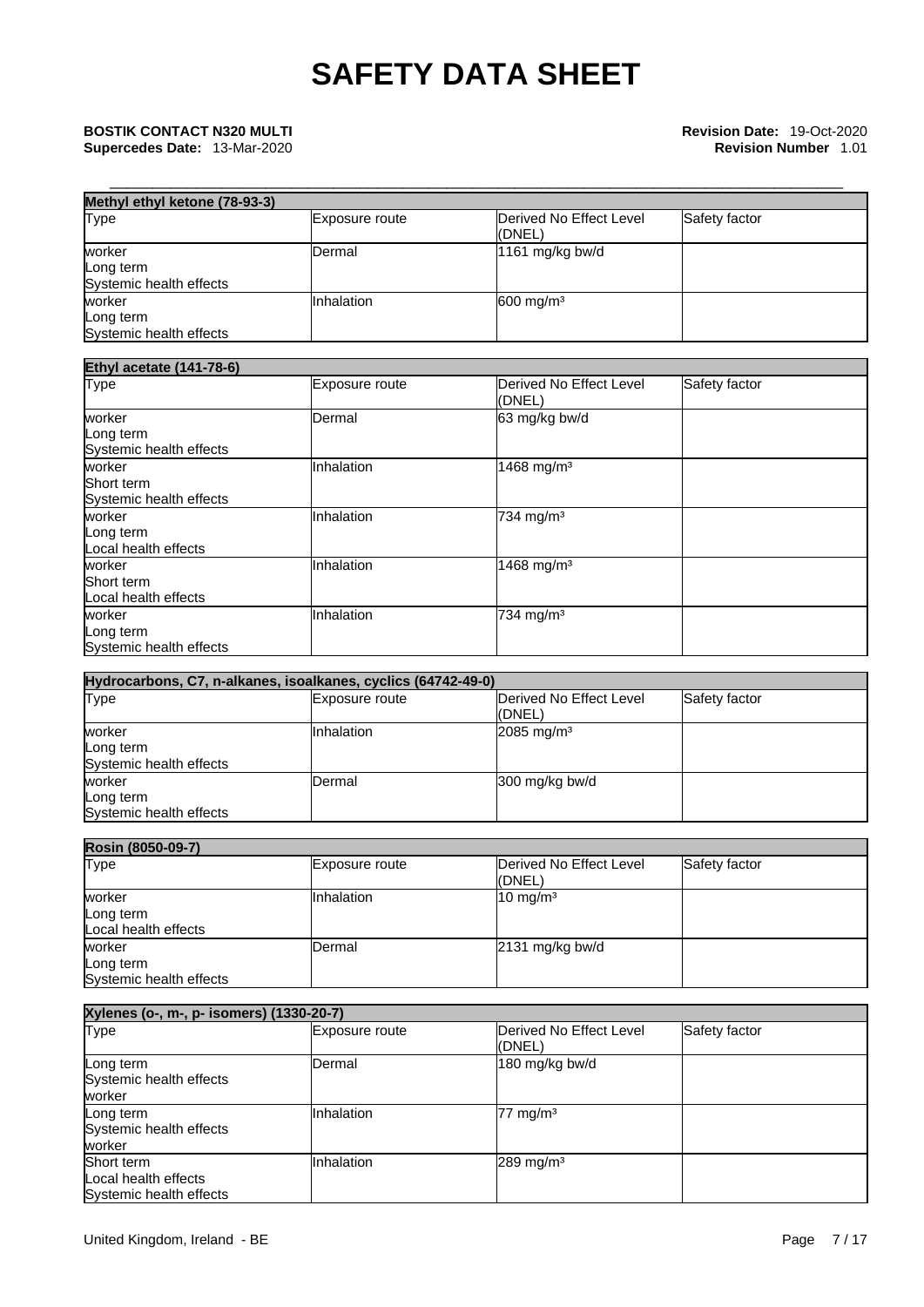| Methyl ethyl ketone (78-93-3) | | | |
|---|---|---|---|
| Type | Exposure route | Derived No Effect Level (DNEL) | Safety factor |
| worker<br>Long term<br>Systemic health effects | Dermal | 1161 mg/kg bw/d | |
| worker<br>Long term<br>Systemic health effects | Inhalation | 600 mg/m³ | |

| Ethyl acetate (141-78-6) | | | |
|---|---|---|---|
| Type | Exposure route | Derived No Effect Level (DNEL) | Safety factor |
| worker<br>Long term<br>Systemic health effects | Dermal | 63 mg/kg bw/d | |
| worker<br>Short term<br>Systemic health effects | Inhalation | 1468 mg/m³ | |
| worker<br>Long term<br>Local health effects | Inhalation | 734 mg/m³ | |
| worker<br>Short term<br>Local health effects | Inhalation | 1468 mg/m³ | |
| worker<br>Long term<br>Systemic health effects | Inhalation | 734 mg/m³ | |

| Hydrocarbons, C7, n-alkanes, isoalkanes, cyclics (64742-49-0) | | | |
|---|---|---|---|
| Type | Exposure route | Derived No Effect Level (DNEL) | Safety factor |
| worker<br>Long term<br>Systemic health effects | Inhalation | 2085 mg/m³ | |
| worker<br>Long term<br>Systemic health effects | Dermal | 300 mg/kg bw/d | |

| Rosin (8050-09-7) | | | |
|---|---|---|---|
| Type | Exposure route | Derived No Effect Level (DNEL) | Safety factor |
| worker<br>Long term<br>Local health effects | Inhalation | 10 mg/m³ | |
| worker<br>Long term<br>Systemic health effects | Dermal | 2131 mg/kg bw/d | |

| Xylenes (o-, m-, p- isomers) (1330-20-7) | | | |
|---|---|---|---|
| Type | Exposure route | Derived No Effect Level (DNEL) | Safety factor |
| Long term<br>Systemic health effects<br>worker | Dermal | 180 mg/kg bw/d | |
| Long term<br>Systemic health effects<br>worker | Inhalation | 77 mg/m³ | |
| Short term<br>Local health effects<br>Systemic health effects | Inhalation | 289 mg/m³ | |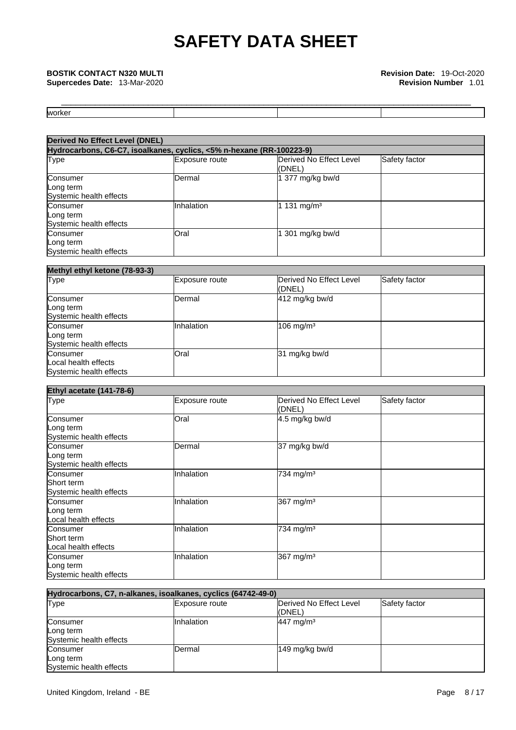| worker | | | |
|---|---|---|---|

| Derived No Effect Level (DNEL) | | | |
|---|---|---|---|
| Hydrocarbons, C6-C7, isoalkanes, cyclics, <5% n-hexane (RR-100223-9) | | | |
| Type | Exposure route | Derived No Effect Level (DNEL) | Safety factor |
| Consumer<br>Long term<br>Systemic health effects | Dermal | 1 377 mg/kg bw/d | |
| Consumer<br>Long term<br>Systemic health effects | Inhalation | 1 131 mg/m³ | |
| Consumer<br>Long term<br>Systemic health effects | Oral | 1 301 mg/kg bw/d | |

| Methyl ethyl ketone (78-93-3) | | | |
|---|---|---|---|
| Type | Exposure route | Derived No Effect Level (DNEL) | Safety factor |
| Consumer<br>Long term<br>Systemic health effects | Dermal | 412 mg/kg bw/d | |
| Consumer<br>Long term<br>Systemic health effects | Inhalation | 106 mg/m³ | |
| Consumer<br>Local health effects<br>Systemic health effects | Oral | 31 mg/kg bw/d | |

| Ethyl acetate (141-78-6) | | | |
|---|---|---|---|
| Type | Exposure route | Derived No Effect Level (DNEL) | Safety factor |
| Consumer<br>Long term<br>Systemic health effects | Oral | 4.5 mg/kg bw/d | |
| Consumer<br>Long term<br>Systemic health effects | Dermal | 37 mg/kg bw/d | |
| Consumer<br>Short term<br>Systemic health effects | Inhalation | 734 mg/m³ | |
| Consumer<br>Long term<br>Local health effects | Inhalation | 367 mg/m³ | |
| Consumer<br>Short term<br>Local health effects | Inhalation | 734 mg/m³ | |
| Consumer<br>Long term<br>Systemic health effects | Inhalation | 367 mg/m³ | |

| Hydrocarbons, C7, n-alkanes, isoalkanes, cyclics (64742-49-0) | | | |
|---|---|---|---|
| Type | Exposure route | Derived No Effect Level (DNEL) | Safety factor |
| Consumer<br>Long term<br>Systemic health effects | Inhalation | 447 mg/m³ | |
| Consumer<br>Long term<br>Systemic health effects | Dermal | 149 mg/kg bw/d | |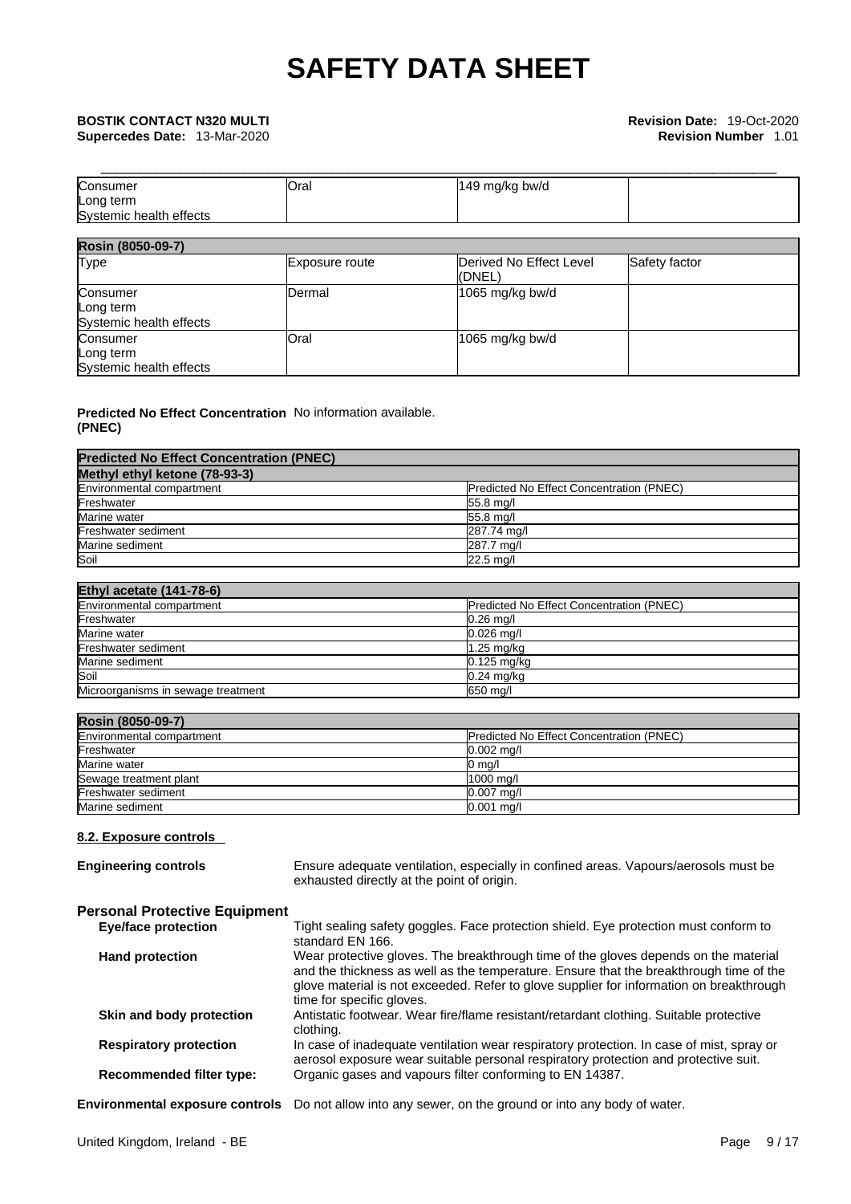| Consumer<br>Long term<br>Systemic health effects | Oral | 149 mg/kg bw/d | |
|---|---|---|---|

| Rosin (8050-09-7) | | | |
|---|---|---|---|
| Type | Exposure route | Derived No Effect Level (DNEL) | Safety factor |
| Consumer<br>Long term<br>Systemic health effects | Dermal | 1065 mg/kg bw/d | |
| Consumer<br>Long term<br>Systemic health effects | Oral | 1065 mg/kg bw/d | |

**Predicted No Effect Concentration (PNEC)** No information available.

| Predicted No Effect Concentration (PNEC) | |
|---|---|
| **Methyl ethyl ketone (78-93-3)** | |
| Environmental compartment | Predicted No Effect Concentration (PNEC) |
| Freshwater | 55.8 mg/l |
| Marine water | 55.8 mg/l |
| Freshwater sediment | 287.74 mg/l |
| Marine sediment | 287.7 mg/l |
| Soil | 22.5 mg/l |

| Ethyl acetate (141-78-6) | |
|---|---|
| Environmental compartment | Predicted No Effect Concentration (PNEC) |
| Freshwater | 0.26 mg/l |
| Marine water | 0.026 mg/l |
| Freshwater sediment | 1.25 mg/kg |
| Marine sediment | 0.125 mg/kg |
| Soil | 0.24 mg/kg |
| Microorganisms in sewage treatment | 650 mg/l |

| Rosin (8050-09-7) | |
|---|---|
| Environmental compartment | Predicted No Effect Concentration (PNEC) |
| Freshwater | 0.002 mg/l |
| Marine water | 0 mg/l |
| Sewage treatment plant | 1000 mg/l |
| Freshwater sediment | 0.007 mg/l |
| Marine sediment | 0.001 mg/l |

**8.2. Exposure controls**

**Engineering controls** Ensure adequate ventilation, especially in confined areas. Vapours/aerosols must be exhausted directly at the point of origin.

**Personal Protective Equipment**

**Eye/face protection** Tight sealing safety goggles. Face protection shield. Eye protection must conform to standard EN 166.

**Hand protection** Wear protective gloves. The breakthrough time of the gloves depends on the material and the thickness as well as the temperature. Ensure that the breakthrough time of the glove material is not exceeded. Refer to glove supplier for information on breakthrough time for specific gloves.

**Skin and body protection** Antistatic footwear. Wear fire/flame resistant/retardant clothing. Suitable protective clothing.

**Respiratory protection** In case of inadequate ventilation wear respiratory protection. In case of mist, spray or aerosol exposure wear suitable personal respiratory protection and protective suit.

**Recommended filter type:** Organic gases and vapours filter conforming to EN 14387.

**Environmental exposure controls** Do not allow into any sewer, on the ground or into any body of water.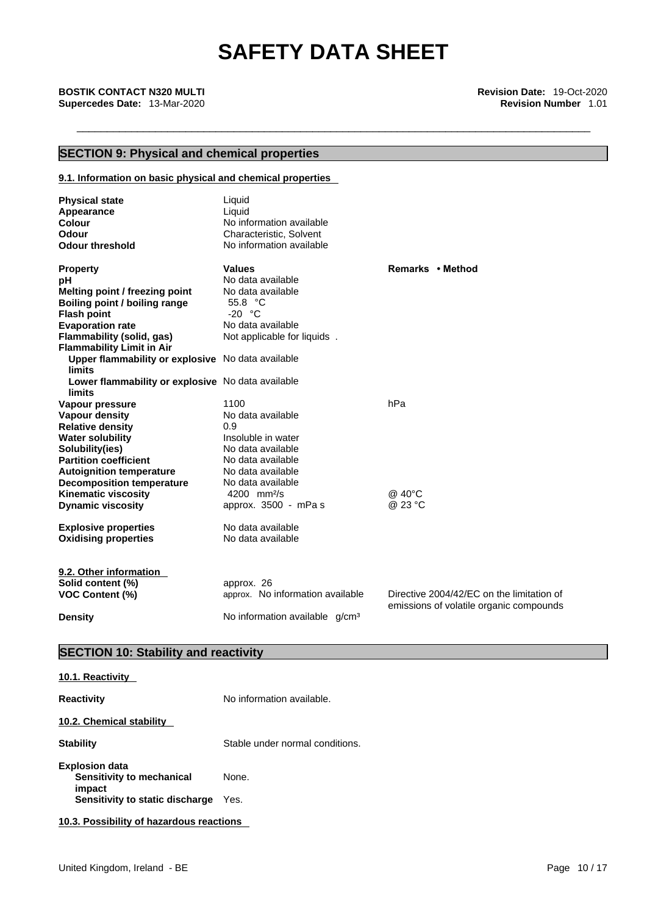# SAFETY DATA SHEET

**BOSTIK CONTACT N320 MULTI**
**Supercedes Date:** 13-Mar-2020

**Revision Date:** 19-Oct-2020
**Revision Number** 1.01

## SECTION 9: Physical and chemical properties

### 9.1. Information on basic physical and chemical properties

| | |
|---|---|
| **Physical state** | Liquid |
| **Appearance** | Liquid |
| **Colour** | No information available |
| **Odour** | Characteristic, Solvent |
| **Odour threshold** | No information available |

| **Property** | **Values** | **Remarks • Method** |
|---|---|---|
| **pH** | No data available | |
| **Melting point / freezing point** | No data available | |
| **Boiling point / boiling range** | 55.8 °C | |
| **Flash point** | -20 °C | |
| **Evaporation rate** | No data available | |
| **Flammability (solid, gas)** | Not applicable for liquids . | |
| **Flammability Limit in Air** | | |
| **Upper flammability or explosive limits** | No data available | |
| **Lower flammability or explosive limits** | No data available | |
| **Vapour pressure** | 1100 | hPa |
| **Vapour density** | No data available | |
| **Relative density** | 0.9 | |
| **Water solubility** | Insoluble in water | |
| **Solubility(ies)** | No data available | |
| **Partition coefficient** | No data available | |
| **Autoignition temperature** | No data available | |
| **Decomposition temperature** | No data available | |
| **Kinematic viscosity** | 4200 $mm^2/s$ | @ 40°C |
| **Dynamic viscosity** | approx. 3500 - mPa s | @ 23 °C |
| **Explosive properties** | No data available | |
| **Oxidising properties** | No data available | |

### 9.2. Other information

| | | |
|---|---|---|
| **Solid content (%)** | approx. 26 | |
| **VOC Content (%)** | approx. No information available | Directive 2004/42/EC on the limitation of emissions of volatile organic compounds |
| **Density** | No information available $g/cm^3$ | |

## SECTION 10: Stability and reactivity

### 10.1. Reactivity

**Reactivity** No information available.

### 10.2. Chemical stability

**Stability** Stable under normal conditions.

**Explosion data**
**Sensitivity to mechanical impact** None.
**Sensitivity to static discharge** Yes.

### 10.3. Possibility of hazardous reactions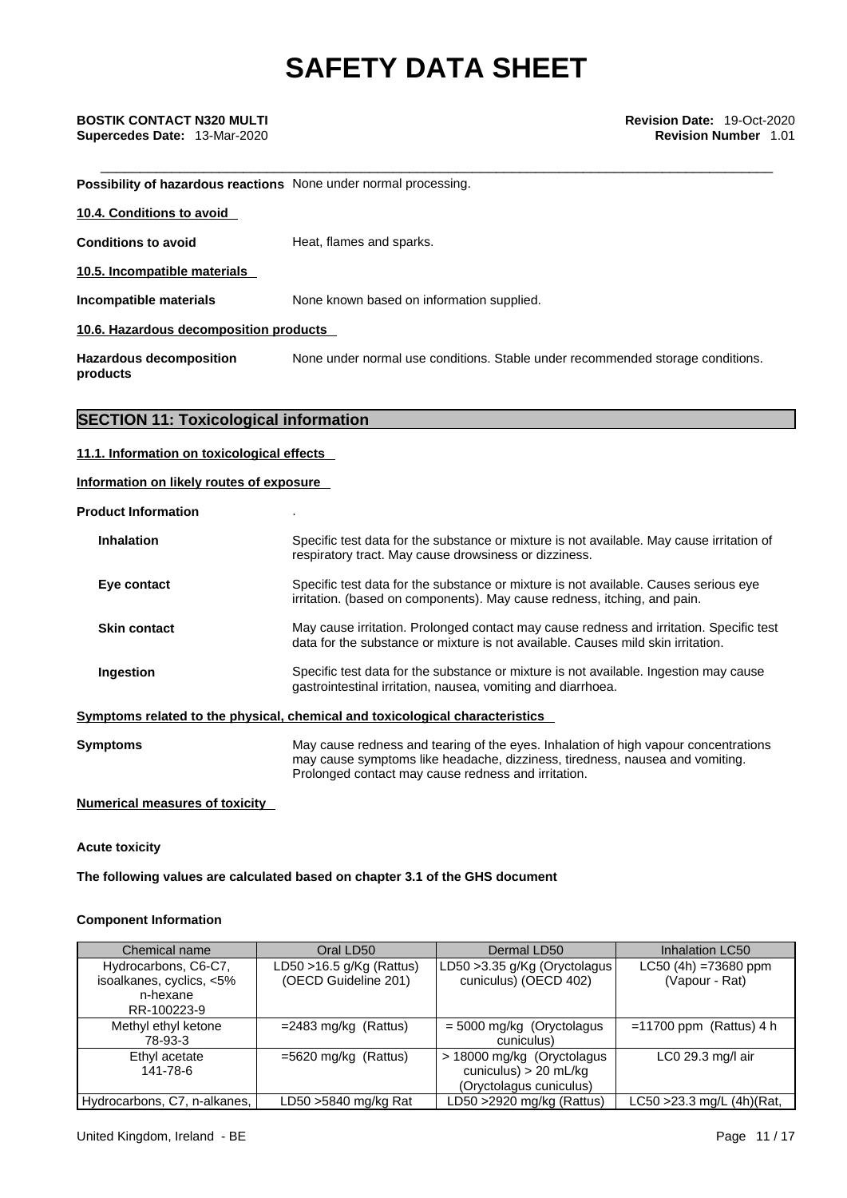**Possibility of hazardous reactions** None under normal processing.

**10.4. Conditions to avoid**

**Conditions to avoid** Heat, flames and sparks.

**10.5. Incompatible materials**

**Incompatible materials** None known based on information supplied.

**10.6. Hazardous decomposition products**

**Hazardous decomposition products** None under normal use conditions. Stable under recommended storage conditions.

## SECTION 11: Toxicological information

**11.1. Information on toxicological effects**

**Information on likely routes of exposure**

**Product Information** .

**Inhalation** Specific test data for the substance or mixture is not available. May cause irritation of respiratory tract. May cause drowsiness or dizziness.

**Eye contact** Specific test data for the substance or mixture is not available. Causes serious eye irritation. (based on components). May cause redness, itching, and pain.

**Skin contact** May cause irritation. Prolonged contact may cause redness and irritation. Specific test data for the substance or mixture is not available. Causes mild skin irritation.

**Ingestion** Specific test data for the substance or mixture is not available. Ingestion may cause gastrointestinal irritation, nausea, vomiting and diarrhoea.

**Symptoms related to the physical, chemical and toxicological characteristics**

**Symptoms** May cause redness and tearing of the eyes. Inhalation of high vapour concentrations may cause symptoms like headache, dizziness, tiredness, nausea and vomiting. Prolonged contact may cause redness and irritation.

**Numerical measures of toxicity**

**Acute toxicity**

**The following values are calculated based on chapter 3.1 of the GHS document**

**Component Information**

| Chemical name | Oral LD50 | Dermal LD50 | Inhalation LC50 |
|---|---|---|---|
| Hydrocarbons, C6-C7, isoalkanes, cyclics, <5% n-hexane RR-100223-9 | LD50 >16.5 g/Kg (Rattus) (OECD Guideline 201) | LD50 >3.35 g/Kg (Oryctolagus cuniculus) (OECD 402) | LC50 (4h) =73680 ppm (Vapour - Rat) |
| Methyl ethyl ketone 78-93-3 | =2483 mg/kg (Rattus) | = 5000 mg/kg (Oryctolagus cuniculus) | =11700 ppm (Rattus) 4 h |
| Ethyl acetate 141-78-6 | =5620 mg/kg (Rattus) | > 18000 mg/kg (Oryctolagus cuniculus) > 20 mL/kg (Oryctolagus cuniculus) | LC0 29.3 mg/l air |
| Hydrocarbons, C7, n-alkanes, | LD50 >5840 mg/kg Rat | LD50 >2920 mg/kg (Rattus) | LC50 >23.3 mg/L (4h)(Rat, |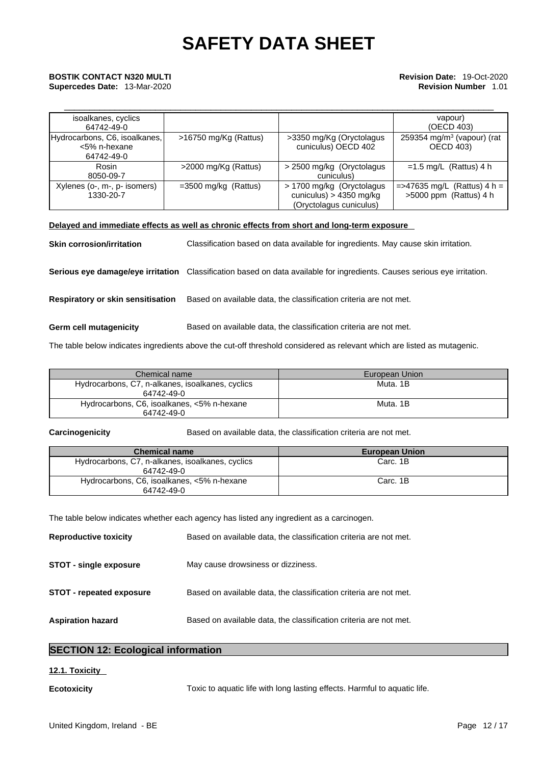| | | | |
|---|---|---|---|
| isoalkanes, cyclics 64742-49-0 | | | vapour) (OECD 403) |
| Hydrocarbons, C6, isoalkanes, <5% n-hexane 64742-49-0 | >16750 mg/Kg (Rattus) | >3350 mg/Kg (Oryctolagus cuniculus) OECD 402 | 259354 mg/m$^3$ (vapour) (rat OECD 403) |
| Rosin 8050-09-7 | >2000 mg/Kg (Rattus) | > 2500 mg/kg (Oryctolagus cuniculus) | =1.5 mg/L (Rattus) 4 h |
| Xylenes (o-, m-, p- isomers) 1330-20-7 | =3500 mg/kg (Rattus) | > 1700 mg/kg (Oryctolagus cuniculus) > 4350 mg/kg (Oryctolagus cuniculus) | =>47635 mg/L (Rattus) 4 h = >5000 ppm (Rattus) 4 h |

**Delayed and immediate effects as well as chronic effects from short and long-term exposure**

**Skin corrosion/irritation** Classification based on data available for ingredients. May cause skin irritation.

**Serious eye damage/eye irritation** Classification based on data available for ingredients. Causes serious eye irritation.

**Respiratory or skin sensitisation** Based on available data, the classification criteria are not met.

**Germ cell mutagenicity** Based on available data, the classification criteria are not met.

The table below indicates ingredients above the cut-off threshold considered as relevant which are listed as mutagenic.

| Chemical name | European Union |
|---|---|
| Hydrocarbons, C7, n-alkanes, isoalkanes, cyclics 64742-49-0 | Muta. 1B |
| Hydrocarbons, C6, isoalkanes, <5% n-hexane 64742-49-0 | Muta. 1B |

**Carcinogenicity** Based on available data, the classification criteria are not met.

| Chemical name | European Union |
|---|---|
| Hydrocarbons, C7, n-alkanes, isoalkanes, cyclics 64742-49-0 | Carc. 1B |
| Hydrocarbons, C6, isoalkanes, <5% n-hexane 64742-49-0 | Carc. 1B |

The table below indicates whether each agency has listed any ingredient as a carcinogen.

**Reproductive toxicity** Based on available data, the classification criteria are not met.

**STOT - single exposure** May cause drowsiness or dizziness.

**STOT - repeated exposure** Based on available data, the classification criteria are not met.

**Aspiration hazard** Based on available data, the classification criteria are not met.

## SECTION 12: Ecological information

### 12.1. Toxicity

**Ecotoxicity** Toxic to aquatic life with long lasting effects. Harmful to aquatic life.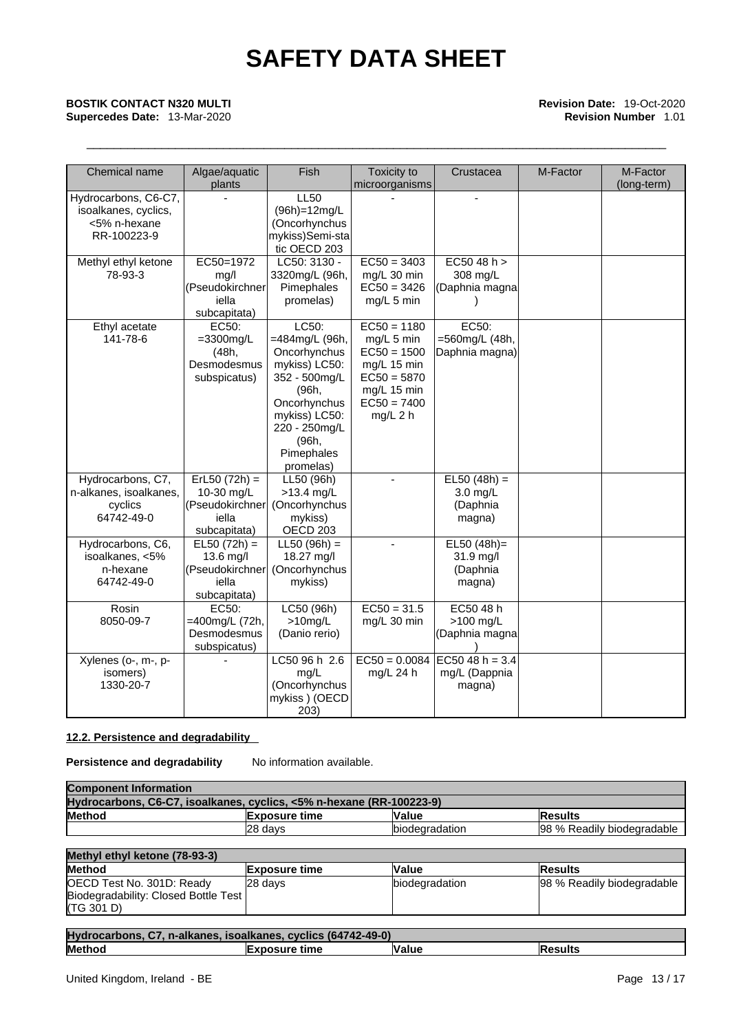# SAFETY DATA SHEET

**BOSTIK CONTACT N320 MULTI**
**Supercedes Date:** 13-Mar-2020

**Revision Date:** 19-Oct-2020
**Revision Number** 1.01

| Chemical name | Algae/aquatic plants | Fish | Toxicity to microorganisms | Crustacea | M-Factor | M-Factor (long-term) |
|---|---|---|---|---|---|---|
| Hydrocarbons, C6-C7, isoalkanes, cyclics, <5% n-hexane RR-100223-9 | - | LL50 (96h)=12mg/L (Oncorhynchus mykiss)Semi-static OECD 203 | - | - | | |
| Methyl ethyl ketone 78-93-3 | EC50=1972 mg/l (Pseudokirchneriella subcapitata) | LC50: 3130 - 3320mg/L (96h, Pimephales promelas) | EC50 = 3403 mg/L 30 min EC50 = 3426 mg/L 5 min | EC50 48 h > 308 mg/L (Daphnia magna) | | |
| Ethyl acetate 141-78-6 | EC50: =3300mg/L (48h, Desmodesmus subspicatus) | LC50: =484mg/L (96h, Oncorhynchus mykiss) LC50: 352 - 500mg/L (96h, Oncorhynchus mykiss) LC50: 220 - 250mg/L (96h, Pimephales promelas) | EC50 = 1180 mg/L 5 min EC50 = 1500 mg/L 15 min EC50 = 5870 mg/L 15 min EC50 = 7400 mg/L 2 h | EC50: =560mg/L (48h, Daphnia magna) | | |
| Hydrocarbons, C7, n-alkanes, isoalkanes, cyclics 64742-49-0 | ErL50 (72h) = 10-30 mg/L (Pseudokirchneriella subcapitata) | LL50 (96h) >13.4 mg/L (Oncorhynchus mykiss) OECD 203 | - | EL50 (48h) = 3.0 mg/L (Daphnia magna) | | |
| Hydrocarbons, C6, isoalkanes, <5% n-hexane 64742-49-0 | EL50 (72h) = 13.6 mg/l (Pseudokirchneriella subcapitata) | LL50 (96h) = 18.27 mg/l (Oncorhynchus mykiss) | - | EL50 (48h)= 31.9 mg/l (Daphnia magna) | | |
| Rosin 8050-09-7 | EC50: =400mg/L (72h, Desmodesmus subspicatus) | LC50 (96h) >10mg/L (Danio rerio) | EC50 = 31.5 mg/L 30 min | EC50 48 h >100 mg/L (Daphnia magna) | | |
| Xylenes (o-, m-, p- isomers) 1330-20-7 | - | LC50 96 h 2.6 mg/L (Oncorhynchus mykiss ) (OECD 203) | EC50 = 0.0084 mg/L 24 h | EC50 48 h = 3.4 mg/L (Dappnia magna) | | |

## 12.2. Persistence and degradability

**Persistence and degradability** No information available.

| Component Information | | | |
|---|---|---|---|
| **Hydrocarbons, C6-C7, isoalkanes, cyclics, <5% n-hexane (RR-100223-9)** | | | |
| **Method** | **Exposure time** | **Value** | **Results** |
| | 28 days | biodegradation | 98 % Readily biodegradable |

| Methyl ethyl ketone (78-93-3) | | | |
|---|---|---|---|
| **Method** | **Exposure time** | **Value** | **Results** |
| OECD Test No. 301D: Ready Biodegradability: Closed Bottle Test (TG 301 D) | 28 days | biodegradation | 98 % Readily biodegradable |

| Hydrocarbons, C7, n-alkanes, isoalkanes, cyclics (64742-49-0) | | | |
|---|---|---|---|
| **Method** | **Exposure time** | **Value** | **Results** |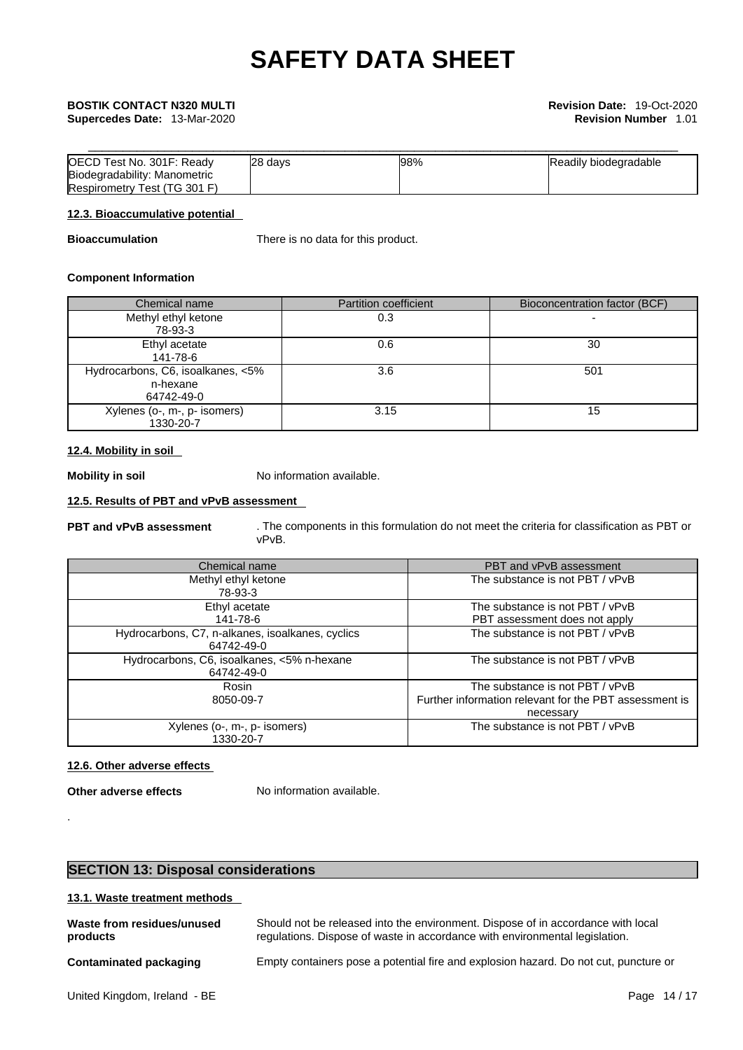| OECD Test No. 301F: Ready Biodegradability: Manometric Respirometry Test (TG 301 F) | 28 days | 98% | Readily biodegradable |
|---|---|---|---|

#### 12.3. Bioaccumulative potential

**Bioaccumulation** There is no data for this product.

**Component Information**

| Chemical name | Partition coefficient | Bioconcentration factor (BCF) |
|---|---|---|
| Methyl ethyl ketone<br>78-93-3 | 0.3 | - |
| Ethyl acetate<br>141-78-6 | 0.6 | 30 |
| Hydrocarbons, C6, isoalkanes, <5% n-hexane<br>64742-49-0 | 3.6 | 501 |
| Xylenes (o-, m-, p- isomers)<br>1330-20-7 | 3.15 | 15 |

#### 12.4. Mobility in soil

**Mobility in soil** No information available.

#### 12.5. Results of PBT and vPvB assessment

**PBT and vPvB assessment** . The components in this formulation do not meet the criteria for classification as PBT or vPvB.

| Chemical name | PBT and vPvB assessment |
|---|---|
| Methyl ethyl ketone<br>78-93-3 | The substance is not PBT / vPvB |
| Ethyl acetate<br>141-78-6 | The substance is not PBT / vPvB<br>PBT assessment does not apply |
| Hydrocarbons, C7, n-alkanes, isoalkanes, cyclics<br>64742-49-0 | The substance is not PBT / vPvB |
| Hydrocarbons, C6, isoalkanes, <5% n-hexane<br>64742-49-0 | The substance is not PBT / vPvB |
| Rosin<br>8050-09-7 | The substance is not PBT / vPvB<br>Further information relevant for the PBT assessment is necessary |
| Xylenes (o-, m-, p- isomers)<br>1330-20-7 | The substance is not PBT / vPvB |

#### 12.6. Other adverse effects

**Other adverse effects** No information available.

.

## SECTION 13: Disposal considerations

#### 13.1. Waste treatment methods

**Waste from residues/unused products** Should not be released into the environment. Dispose of in accordance with local regulations. Dispose of waste in accordance with environmental legislation.

**Contaminated packaging** Empty containers pose a potential fire and explosion hazard. Do not cut, puncture or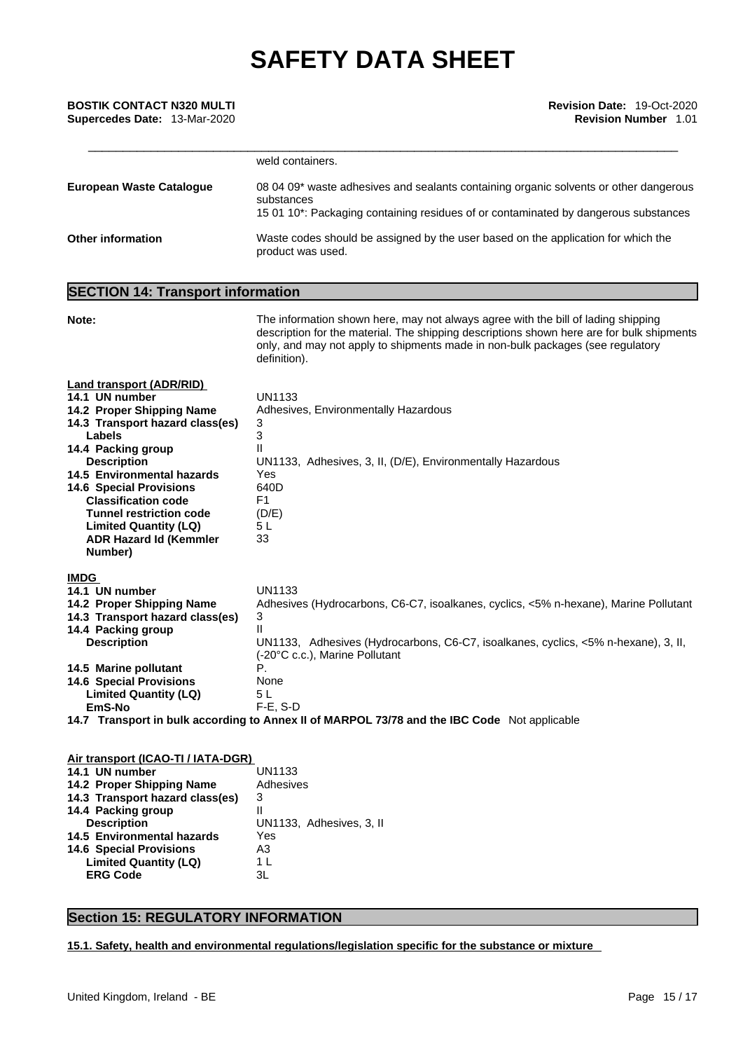| | |
|---|---|
| | weld containers. |
| **European Waste Catalogue** | 08 04 09* waste adhesives and sealants containing organic solvents or other dangerous substances<br>15 01 10*: Packaging containing residues of or contaminated by dangerous substances |
| **Other information** | Waste codes should be assigned by the user based on the application for which the product was used. |

## SECTION 14: Transport information

| | |
|---|---|
| **Note:** | The information shown here, may not always agree with the bill of lading shipping description for the material. The shipping descriptions shown here are for bulk shipments only, and may not apply to shipments made in non-bulk packages (see regulatory definition). |

**Land transport (ADR/RID)**

| | |
|---|---|
| **14.1 UN number** | UN1133 |
| **14.2 Proper Shipping Name** | Adhesives, Environmentally Hazardous |
| **14.3 Transport hazard class(es)** | 3 |
| **Labels** | 3 |
| **14.4 Packing group** | II |
| **Description** | UN1133, Adhesives, 3, II, (D/E), Environmentally Hazardous |
| **14.5 Environmental hazards** | Yes |
| **14.6 Special Provisions** | 640D |
| **Classification code** | F1 |
| **Tunnel restriction code** | (D/E) |
| **Limited Quantity (LQ)** | 5 L |
| **ADR Hazard Id (Kemmler Number)** | 33 |

**IMDG**

| | |
|---|---|
| **14.1 UN number** | UN1133 |
| **14.2 Proper Shipping Name** | Adhesives (Hydrocarbons, C6-C7, isoalkanes, cyclics, <5% n-hexane), Marine Pollutant |
| **14.3 Transport hazard class(es)** | 3 |
| **14.4 Packing group** | II |
| **Description** | UN1133, Adhesives (Hydrocarbons, C6-C7, isoalkanes, cyclics, <5% n-hexane), 3, II, (-20°C c.c.), Marine Pollutant |
| **14.5 Marine pollutant** | P. |
| **14.6 Special Provisions** | None |
| **Limited Quantity (LQ)** | 5 L |
| **EmS-No** | F-E, S-D |

**14.7 Transport in bulk according to Annex II of MARPOL 73/78 and the IBC Code** Not applicable

**Air transport (ICAO-TI / IATA-DGR)**

| | |
|---|---|
| **14.1 UN number** | UN1133 |
| **14.2 Proper Shipping Name** | Adhesives |
| **14.3 Transport hazard class(es)** | 3 |
| **14.4 Packing group** | II |
| **Description** | UN1133, Adhesives, 3, II |
| **14.5 Environmental hazards** | Yes |
| **14.6 Special Provisions** | A3 |
| **Limited Quantity (LQ)** | 1 L |
| **ERG Code** | 3L |

## Section 15: REGULATORY INFORMATION

**15.1. Safety, health and environmental regulations/legislation specific for the substance or mixture**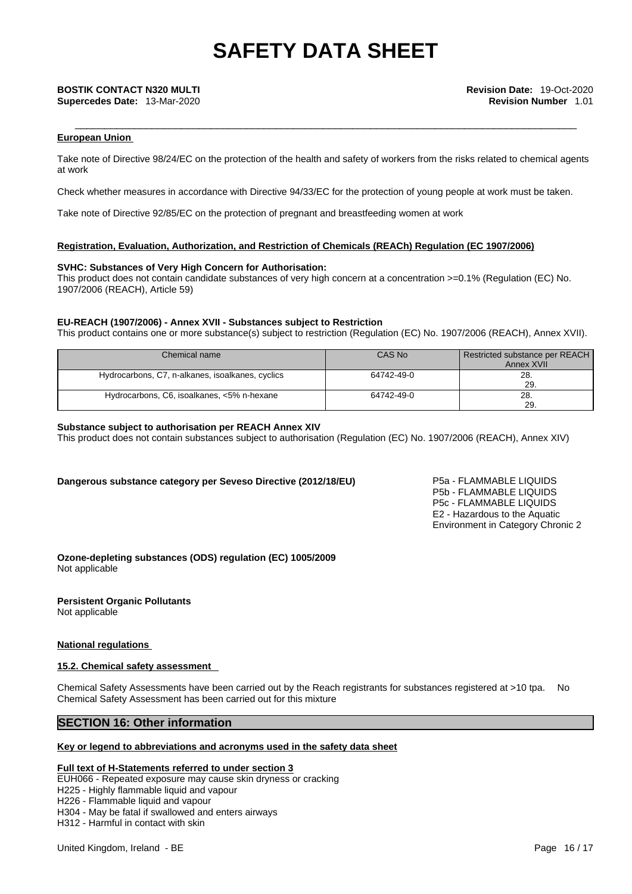#### European Union

Take note of Directive 98/24/EC on the protection of the health and safety of workers from the risks related to chemical agents at work

Check whether measures in accordance with Directive 94/33/EC for the protection of young people at work must be taken.

Take note of Directive 92/85/EC on the protection of pregnant and breastfeeding women at work

#### Registration, Evaluation, Authorization, and Restriction of Chemicals (REACh) Regulation (EC 1907/2006)

**SVHC: Substances of Very High Concern for Authorisation:**
This product does not contain candidate substances of very high concern at a concentration >=0.1% (Regulation (EC) No. 1907/2006 (REACH), Article 59)

**EU-REACH (1907/2006) - Annex XVII - Substances subject to Restriction**
This product contains one or more substance(s) subject to restriction (Regulation (EC) No. 1907/2006 (REACH), Annex XVII).

| Chemical name | CAS No | Restricted substance per REACH Annex XVII |
|---|---|---|
| Hydrocarbons, C7, n-alkanes, isoalkanes, cyclics | 64742-49-0 | 28.<br>29. |
| Hydrocarbons, C6, isoalkanes, <5% n-hexane | 64742-49-0 | 28.<br>29. |

**Substance subject to authorisation per REACH Annex XIV**
This product does not contain substances subject to authorisation (Regulation (EC) No. 1907/2006 (REACH), Annex XIV)

**Dangerous substance category per Seveso Directive (2012/18/EU)**

P5a - FLAMMABLE LIQUIDS
P5b - FLAMMABLE LIQUIDS
P5c - FLAMMABLE LIQUIDS
E2 - Hazardous to the Aquatic Environment in Category Chronic 2

**Ozone-depleting substances (ODS) regulation (EC) 1005/2009**
Not applicable

**Persistent Organic Pollutants**
Not applicable

#### National regulations

#### 15.2. Chemical safety assessment

Chemical Safety Assessments have been carried out by the Reach registrants for substances registered at >10 tpa. No Chemical Safety Assessment has been carried out for this mixture

## SECTION 16: Other information

#### Key or legend to abbreviations and acronyms used in the safety data sheet

#### Full text of H-Statements referred to under section 3

EUH066 - Repeated exposure may cause skin dryness or cracking
H225 - Highly flammable liquid and vapour
H226 - Flammable liquid and vapour
H304 - May be fatal if swallowed and enters airways
H312 - Harmful in contact with skin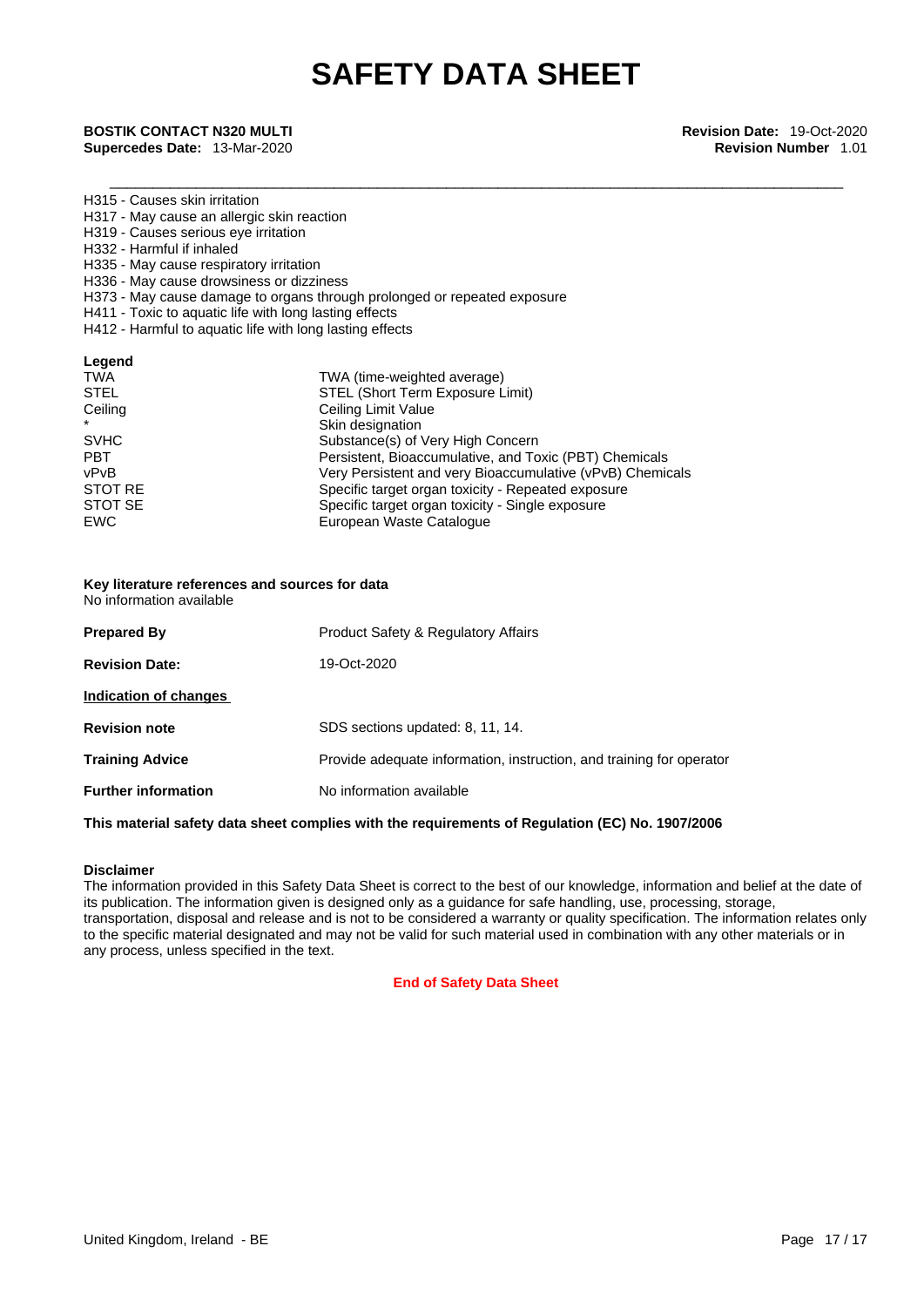H315 - Causes skin irritation
H317 - May cause an allergic skin reaction
H319 - Causes serious eye irritation
H332 - Harmful if inhaled
H335 - May cause respiratory irritation
H336 - May cause drowsiness or dizziness
H373 - May cause damage to organs through prolonged or repeated exposure
H411 - Toxic to aquatic life with long lasting effects
H412 - Harmful to aquatic life with long lasting effects

**Legend**

| | |
|---|---|
| TWA | TWA (time-weighted average) |
| STEL | STEL (Short Term Exposure Limit) |
| Ceiling | Ceiling Limit Value |
| * | Skin designation |
| SVHC | Substance(s) of Very High Concern |
| PBT | Persistent, Bioaccumulative, and Toxic (PBT) Chemicals |
| vPvB | Very Persistent and very Bioaccumulative (vPvB) Chemicals |
| STOT RE | Specific target organ toxicity - Repeated exposure |
| STOT SE | Specific target organ toxicity - Single exposure |
| EWC | European Waste Catalogue |

**Key literature references and sources for data**
No information available

**Prepared By** Product Safety & Regulatory Affairs

**Revision Date:** 19-Oct-2020

**Indication of changes**

**Revision note** SDS sections updated: 8, 11, 14.

**Training Advice** Provide adequate information, instruction, and training for operator

**Further information** No information available

**This material safety data sheet complies with the requirements of Regulation (EC) No. 1907/2006**

**Disclaimer**
The information provided in this Safety Data Sheet is correct to the best of our knowledge, information and belief at the date of its publication. The information given is designed only as a guidance for safe handling, use, processing, storage, transportation, disposal and release and is not to be considered a warranty or quality specification. The information relates only to the specific material designated and may not be valid for such material used in combination with any other materials or in any process, unless specified in the text.

**End of Safety Data Sheet**